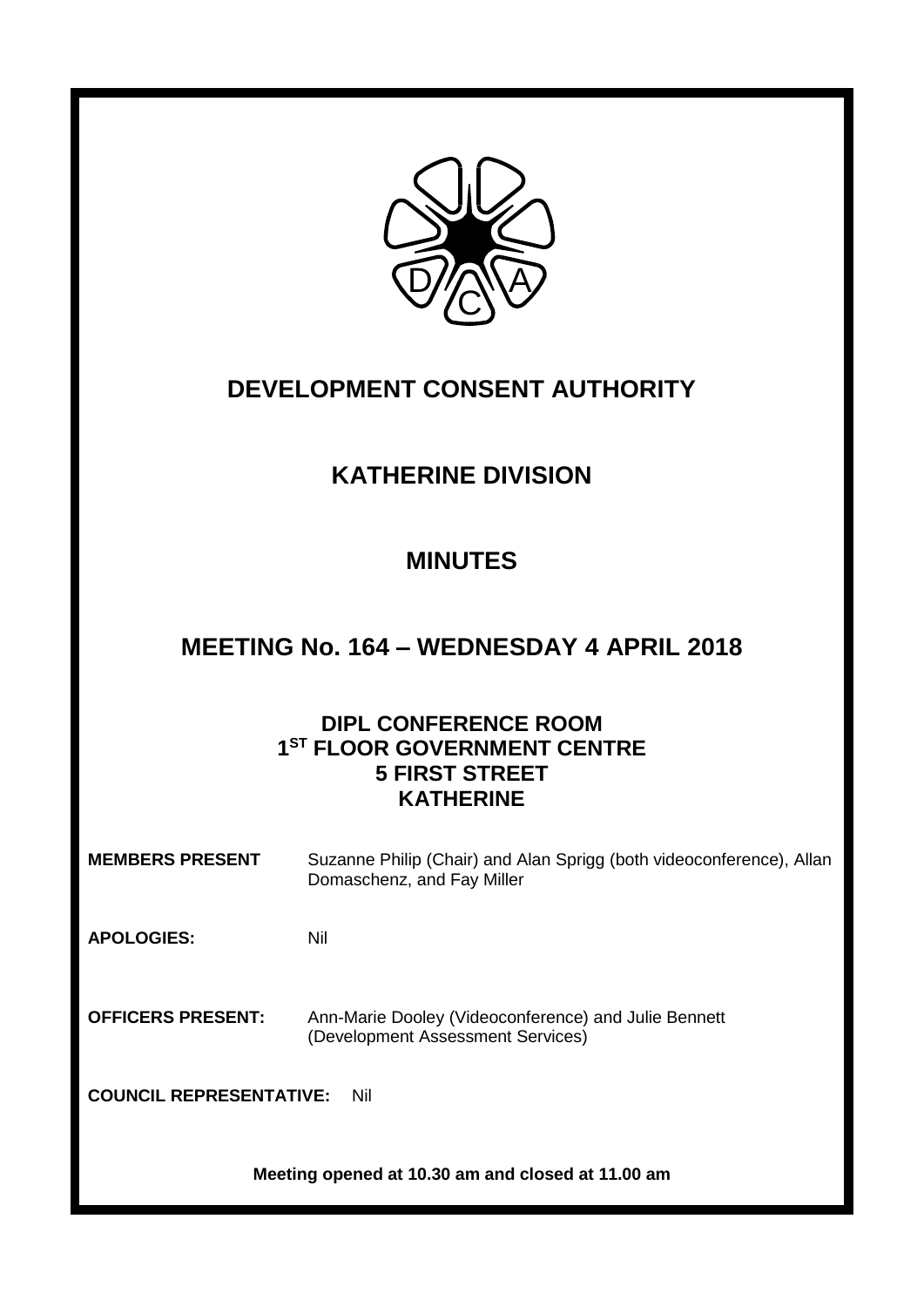# DEVELOPMENT CONSENT AUTHORITY

## KATHERINE DIVISION

## MINUTES

## MEETING No. 164 – WEDNESDAY 4 APRIL 2018

### DIPL CONFERENCE ROOM
### 1ST FLOOR GOVERNMENT CENTRE
### 5 FIRST STREET
### KATHERINE

**MEMBERS PRESENT** Suzanne Philip (Chair) and Alan Sprigg (both videoconference), Allan Domaschenz, and Fay Miller

**APOLOGIES:** Nil

**OFFICERS PRESENT:** Ann-Marie Dooley (Videoconference) and Julie Bennett (Development Assessment Services)

**COUNCIL REPRESENTATIVE:** Nil

**Meeting opened at 10.30 am and closed at 11.00 am**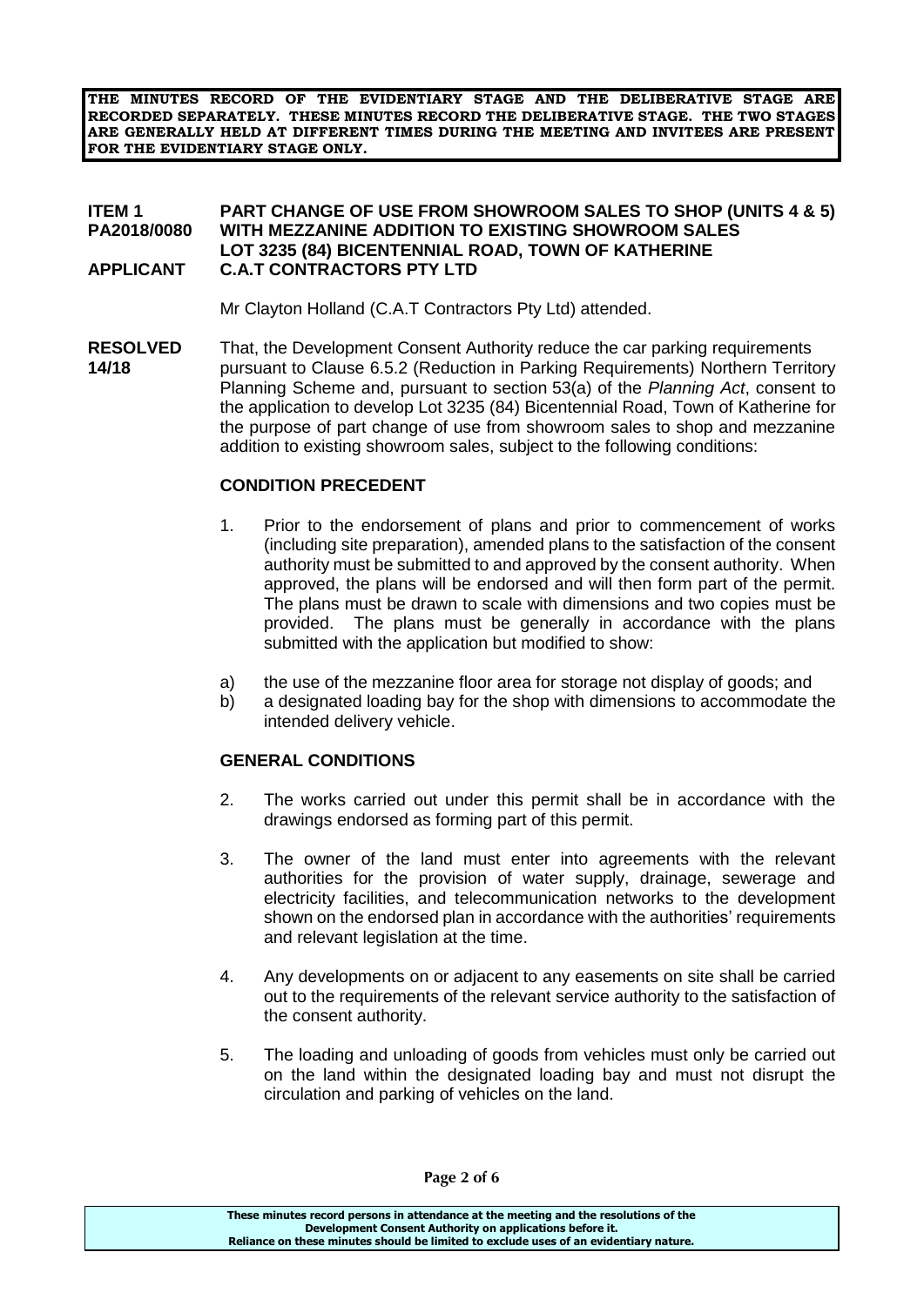**THE MINUTES RECORD OF THE EVIDENTIARY STAGE AND THE DELIBERATIVE STAGE ARE RECORDED SEPARATELY. THESE MINUTES RECORD THE DELIBERATIVE STAGE. THE TWO STAGES ARE GENERALLY HELD AT DIFFERENT TIMES DURING THE MEETING AND INVITEES ARE PRESENT FOR THE EVIDENTIARY STAGE ONLY.**

**ITEM 1 PA2018/0080** **PART CHANGE OF USE FROM SHOWROOM SALES TO SHOP (UNITS 4 & 5) WITH MEZZANINE ADDITION TO EXISTING SHOWROOM SALES LOT 3235 (84) BICENTENNIAL ROAD, TOWN OF KATHERINE**

**APPLICANT** **C.A.T CONTRACTORS PTY LTD**

Mr Clayton Holland (C.A.T Contractors Pty Ltd) attended.

**RESOLVED 14/18**

That, the Development Consent Authority reduce the car parking requirements pursuant to Clause 6.5.2 (Reduction in Parking Requirements) Northern Territory Planning Scheme and, pursuant to section 53(a) of the *Planning Act*, consent to the application to develop Lot 3235 (84) Bicentennial Road, Town of Katherine for the purpose of part change of use from showroom sales to shop and mezzanine addition to existing showroom sales, subject to the following conditions:

**CONDITION PRECEDENT**

1. Prior to the endorsement of plans and prior to commencement of works (including site preparation), amended plans to the satisfaction of the consent authority must be submitted to and approved by the consent authority. When approved, the plans will be endorsed and will then form part of the permit. The plans must be drawn to scale with dimensions and two copies must be provided. The plans must be generally in accordance with the plans submitted with the application but modified to show:

   a) the use of the mezzanine floor area for storage not display of goods; and
   b) a designated loading bay for the shop with dimensions to accommodate the intended delivery vehicle.

**GENERAL CONDITIONS**

2. The works carried out under this permit shall be in accordance with the drawings endorsed as forming part of this permit.

3. The owner of the land must enter into agreements with the relevant authorities for the provision of water supply, drainage, sewerage and electricity facilities, and telecommunication networks to the development shown on the endorsed plan in accordance with the authorities' requirements and relevant legislation at the time.

4. Any developments on or adjacent to any easements on site shall be carried out to the requirements of the relevant service authority to the satisfaction of the consent authority.

5. The loading and unloading of goods from vehicles must only be carried out on the land within the designated loading bay and must not disrupt the circulation and parking of vehicles on the land.

These minutes record persons in attendance at the meeting and the resolutions of the Development Consent Authority on applications before it.
Reliance on these minutes should be limited to exclude uses of an evidentiary nature.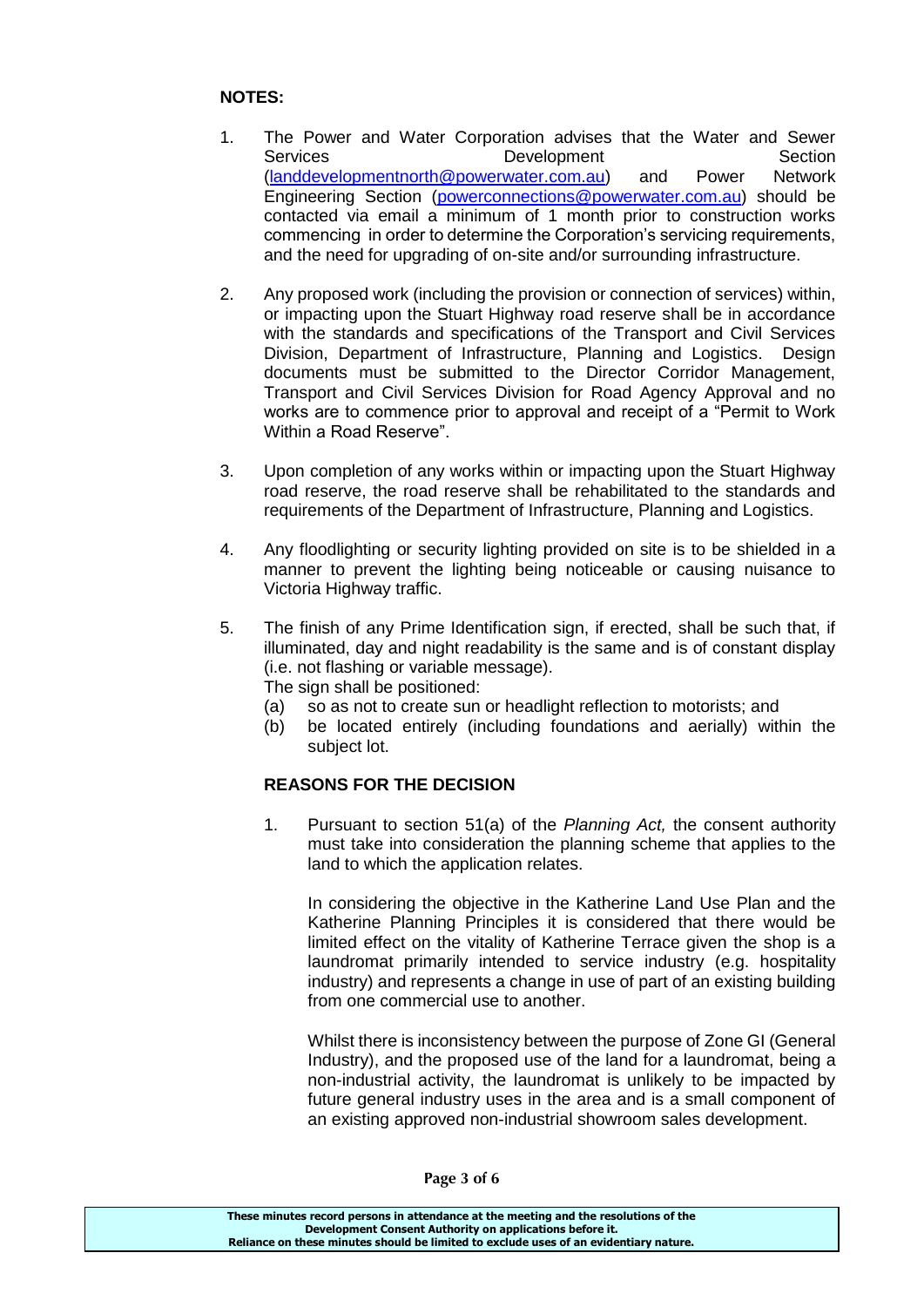**NOTES:**

1. The Power and Water Corporation advises that the Water and Sewer Services Development Section (landdevelopmentnorth@powerwater.com.au) and Power Network Engineering Section (powerconnections@powerwater.com.au) should be contacted via email a minimum of 1 month prior to construction works commencing in order to determine the Corporation's servicing requirements, and the need for upgrading of on-site and/or surrounding infrastructure.

2. Any proposed work (including the provision or connection of services) within, or impacting upon the Stuart Highway road reserve shall be in accordance with the standards and specifications of the Transport and Civil Services Division, Department of Infrastructure, Planning and Logistics. Design documents must be submitted to the Director Corridor Management, Transport and Civil Services Division for Road Agency Approval and no works are to commence prior to approval and receipt of a "Permit to Work Within a Road Reserve".

3. Upon completion of any works within or impacting upon the Stuart Highway road reserve, the road reserve shall be rehabilitated to the standards and requirements of the Department of Infrastructure, Planning and Logistics.

4. Any floodlighting or security lighting provided on site is to be shielded in a manner to prevent the lighting being noticeable or causing nuisance to Victoria Highway traffic.

5. The finish of any Prime Identification sign, if erected, shall be such that, if illuminated, day and night readability is the same and is of constant display (i.e. not flashing or variable message).
   The sign shall be positioned:
   (a) so as not to create sun or headlight reflection to motorists; and
   (b) be located entirely (including foundations and aerially) within the subject lot.

**REASONS FOR THE DECISION**

1. Pursuant to section 51(a) of the *Planning Act,* the consent authority must take into consideration the planning scheme that applies to the land to which the application relates.

   In considering the objective in the Katherine Land Use Plan and the Katherine Planning Principles it is considered that there would be limited effect on the vitality of Katherine Terrace given the shop is a laundromat primarily intended to service industry (e.g. hospitality industry) and represents a change in use of part of an existing building from one commercial use to another.

   Whilst there is inconsistency between the purpose of Zone GI (General Industry), and the proposed use of the land for a laundromat, being a non-industrial activity, the laundromat is unlikely to be impacted by future general industry uses in the area and is a small component of an existing approved non-industrial showroom sales development.

These minutes record persons in attendance at the meeting and the resolutions of the Development Consent Authority on applications before it.
Reliance on these minutes should be limited to exclude uses of an evidentiary nature.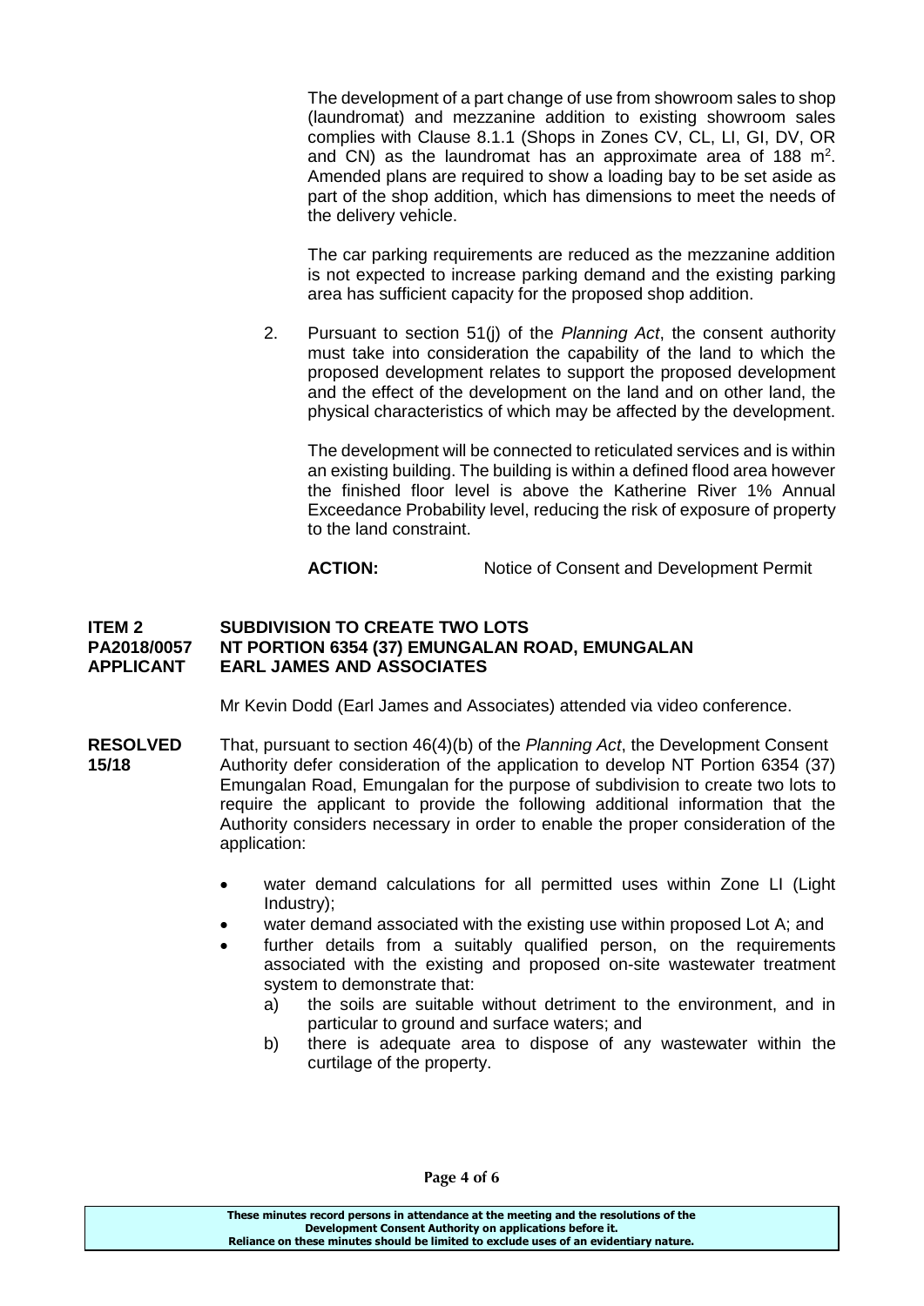The development of a part change of use from showroom sales to shop (laundromat) and mezzanine addition to existing showroom sales complies with Clause 8.1.1 (Shops in Zones CV, CL, LI, GI, DV, OR and CN) as the laundromat has an approximate area of 188 $m^2$. Amended plans are required to show a loading bay to be set aside as part of the shop addition, which has dimensions to meet the needs of the delivery vehicle.

The car parking requirements are reduced as the mezzanine addition is not expected to increase parking demand and the existing parking area has sufficient capacity for the proposed shop addition.

2. Pursuant to section 51(j) of the *Planning Act*, the consent authority must take into consideration the capability of the land to which the proposed development relates to support the proposed development and the effect of the development on the land and on other land, the physical characteristics of which may be affected by the development.

   The development will be connected to reticulated services and is within an existing building. The building is within a defined flood area however the finished floor level is above the Katherine River 1% Annual Exceedance Probability level, reducing the risk of exposure of property to the land constraint.

   **ACTION:** Notice of Consent and Development Permit

**ITEM 2** **SUBDIVISION TO CREATE TWO LOTS**
**PA2018/0057** **NT PORTION 6354 (37) EMUNGALAN ROAD, EMUNGALAN**
**APPLICANT** **EARL JAMES AND ASSOCIATES**

Mr Kevin Dodd (Earl James and Associates) attended via video conference.

**RESOLVED 15/18**

That, pursuant to section 46(4)(b) of the *Planning Act*, the Development Consent Authority defer consideration of the application to develop NT Portion 6354 (37) Emungalan Road, Emungalan for the purpose of subdivision to create two lots to require the applicant to provide the following additional information that the Authority considers necessary in order to enable the proper consideration of the application:

- water demand calculations for all permitted uses within Zone LI (Light Industry);
- water demand associated with the existing use within proposed Lot A; and
- further details from a suitably qualified person, on the requirements associated with the existing and proposed on-site wastewater treatment system to demonstrate that:
  a) the soils are suitable without detriment to the environment, and in particular to ground and surface waters; and
  b) there is adequate area to dispose of any wastewater within the curtilage of the property.

These minutes record persons in attendance at the meeting and the resolutions of the Development Consent Authority on applications before it.
Reliance on these minutes should be limited to exclude uses of an evidentiary nature.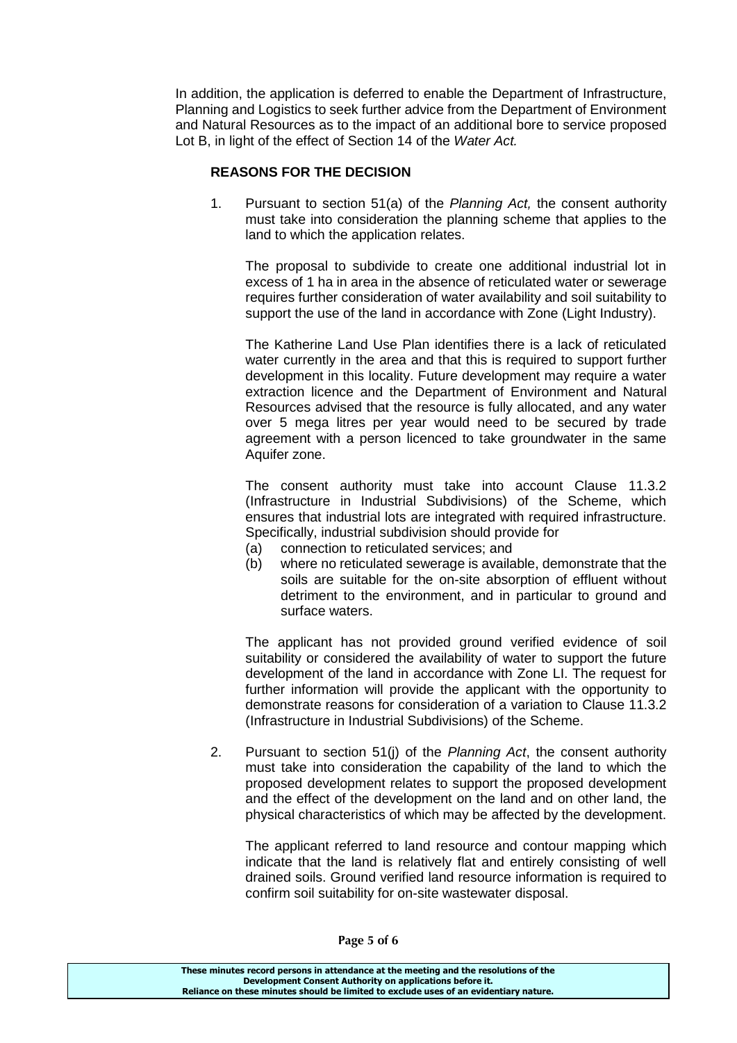In addition, the application is deferred to enable the Department of Infrastructure, Planning and Logistics to seek further advice from the Department of Environment and Natural Resources as to the impact of an additional bore to service proposed Lot B, in light of the effect of Section 14 of the *Water Act.*

**REASONS FOR THE DECISION**

1. Pursuant to section 51(a) of the *Planning Act,* the consent authority must take into consideration the planning scheme that applies to the land to which the application relates.

   The proposal to subdivide to create one additional industrial lot in excess of 1 ha in area in the absence of reticulated water or sewerage requires further consideration of water availability and soil suitability to support the use of the land in accordance with Zone (Light Industry).

   The Katherine Land Use Plan identifies there is a lack of reticulated water currently in the area and that this is required to support further development in this locality. Future development may require a water extraction licence and the Department of Environment and Natural Resources advised that the resource is fully allocated, and any water over 5 mega litres per year would need to be secured by trade agreement with a person licenced to take groundwater in the same Aquifer zone.

   The consent authority must take into account Clause 11.3.2 (Infrastructure in Industrial Subdivisions) of the Scheme, which ensures that industrial lots are integrated with required infrastructure. Specifically, industrial subdivision should provide for

   (a) connection to reticulated services; and
   (b) where no reticulated sewerage is available, demonstrate that the soils are suitable for the on-site absorption of effluent without detriment to the environment, and in particular to ground and surface waters.

   The applicant has not provided ground verified evidence of soil suitability or considered the availability of water to support the future development of the land in accordance with Zone LI. The request for further information will provide the applicant with the opportunity to demonstrate reasons for consideration of a variation to Clause 11.3.2 (Infrastructure in Industrial Subdivisions) of the Scheme.

2. Pursuant to section 51(j) of the *Planning Act*, the consent authority must take into consideration the capability of the land to which the proposed development relates to support the proposed development and the effect of the development on the land and on other land, the physical characteristics of which may be affected by the development.

   The applicant referred to land resource and contour mapping which indicate that the land is relatively flat and entirely consisting of well drained soils. Ground verified land resource information is required to confirm soil suitability for on-site wastewater disposal.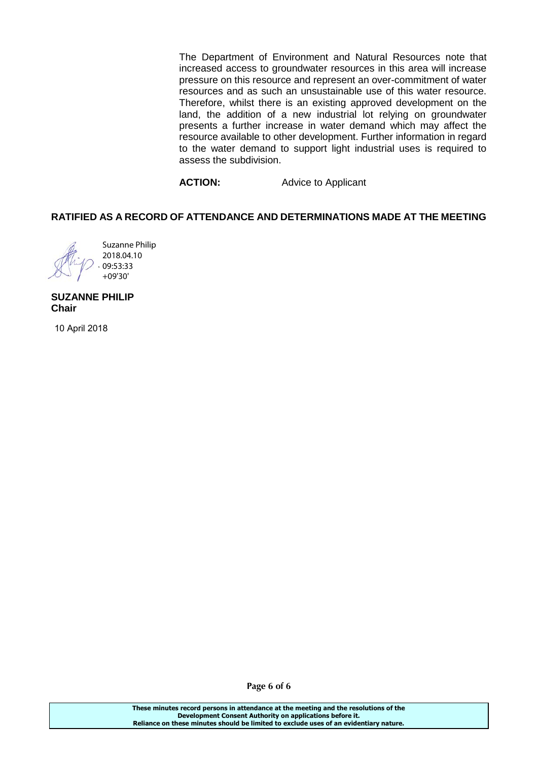The Department of Environment and Natural Resources note that increased access to groundwater resources in this area will increase pressure on this resource and represent an over-commitment of water resources and as such an unsustainable use of this water resource. Therefore, whilst there is an existing approved development on the land, the addition of a new industrial lot relying on groundwater presents a further increase in water demand which may affect the resource available to other development. Further information in regard to the water demand to support light industrial uses is required to assess the subdivision.

**ACTION:** Advice to Applicant

**RATIFIED AS A RECORD OF ATTENDANCE AND DETERMINATIONS MADE AT THE MEETING**

Suzanne Philip
2018.04.10
09:53:33
+09'30'

**SUZANNE PHILIP**
**Chair**

10 April 2018

These minutes record persons in attendance at the meeting and the resolutions of the Development Consent Authority on applications before it.
Reliance on these minutes should be limited to exclude uses of an evidentiary nature.